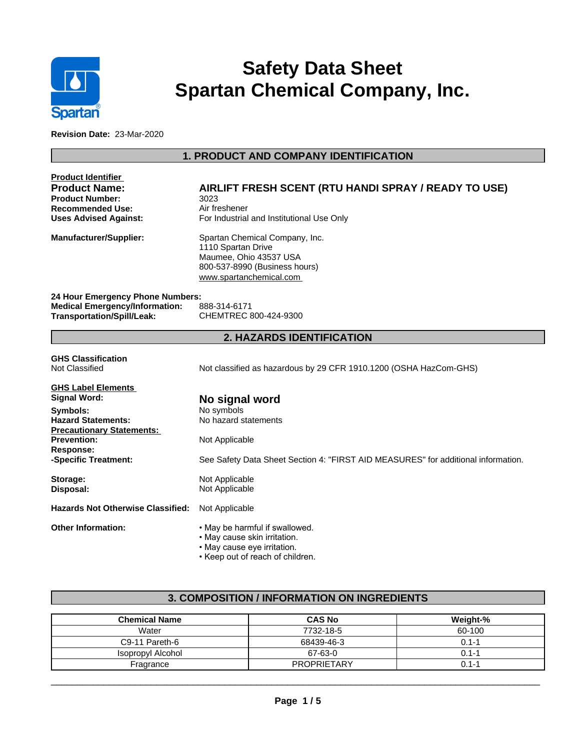# Safety Data Sheet
# Spartan Chemical Company, Inc.

**Revision Date:** 23-Mar-2020

## 1. PRODUCT AND COMPANY IDENTIFICATION

**Product Identifier**

| | |
|---|---|
| **Product Name:** | **AIRLIFT FRESH SCENT (RTU HANDI SPRAY / READY TO USE)** |
| **Product Number:** | 3023 |
| **Recommended Use:** | Air freshener |
| **Uses Advised Against:** | For Industrial and Institutional Use Only |
| **Manufacturer/Supplier:** | Spartan Chemical Company, Inc.<br>1110 Spartan Drive<br>Maumee, Ohio 43537 USA<br>800-537-8990 (Business hours)<br>www.spartanchemical.com |

**24 Hour Emergency Phone Numbers:**

| | |
|---|---|
| **Medical Emergency/Information:** | 888-314-6171 |
| **Transportation/Spill/Leak:** | CHEMTREC 800-424-9300 |

## 2. HAZARDS IDENTIFICATION

**GHS Classification**
Not Classified — Not classified as hazardous by 29 CFR 1910.1200 (OSHA HazCom-GHS)

**GHS Label Elements**

| | |
|---|---|
| **Signal Word:** | **No signal word** |
| **Symbols:** | No symbols |
| **Hazard Statements:** | No hazard statements |

**Precautionary Statements:**

| | |
|---|---|
| **Prevention:** | Not Applicable |
| **Response:** | |
| **-Specific Treatment:** | See Safety Data Sheet Section 4: "FIRST AID MEASURES" for additional information. |
| **Storage:** | Not Applicable |
| **Disposal:** | Not Applicable |

**Hazards Not Otherwise Classified:** Not Applicable

**Other Information:**
- May be harmful if swallowed.
- May cause skin irritation.
- May cause eye irritation.
- Keep out of reach of children.

## 3. COMPOSITION / INFORMATION ON INGREDIENTS

| Chemical Name | CAS No | Weight-% |
|---|---|---|
| Water | 7732-18-5 | 60-100 |
| C9-11 Pareth-6 | 68439-46-3 | 0.1-1 |
| Isopropyl Alcohol | 67-63-0 | 0.1-1 |
| Fragrance | PROPRIETARY | 0.1-1 |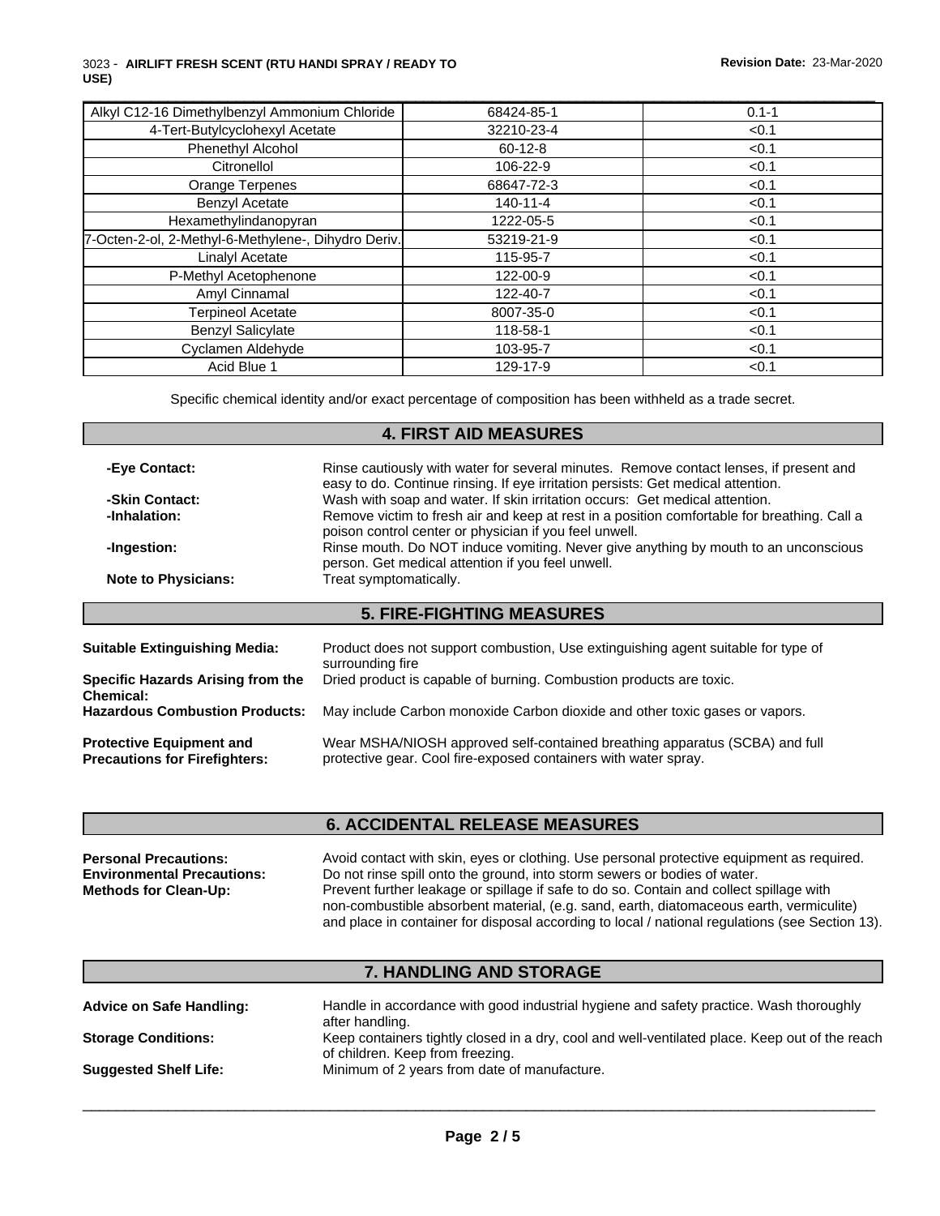| | | |
|---|---|---|
| Alkyl C12-16 Dimethylbenzyl Ammonium Chloride | 68424-85-1 | 0.1-1 |
| 4-Tert-Butylcyclohexyl Acetate | 32210-23-4 | <0.1 |
| Phenethyl Alcohol | 60-12-8 | <0.1 |
| Citronellol | 106-22-9 | <0.1 |
| Orange Terpenes | 68647-72-3 | <0.1 |
| Benzyl Acetate | 140-11-4 | <0.1 |
| Hexamethylindanopyran | 1222-05-5 | <0.1 |
| 7-Octen-2-ol, 2-Methyl-6-Methylene-, Dihydro Deriv. | 53219-21-9 | <0.1 |
| Linalyl Acetate | 115-95-7 | <0.1 |
| P-Methyl Acetophenone | 122-00-9 | <0.1 |
| Amyl Cinnamal | 122-40-7 | <0.1 |
| Terpineol Acetate | 8007-35-0 | <0.1 |
| Benzyl Salicylate | 118-58-1 | <0.1 |
| Cyclamen Aldehyde | 103-95-7 | <0.1 |
| Acid Blue 1 | 129-17-9 | <0.1 |

Specific chemical identity and/or exact percentage of composition has been withheld as a trade secret.

## 4. FIRST AID MEASURES

**-Eye Contact:** Rinse cautiously with water for several minutes. Remove contact lenses, if present and easy to do. Continue rinsing. If eye irritation persists: Get medical attention.

**-Skin Contact:** Wash with soap and water. If skin irritation occurs: Get medical attention.

**-Inhalation:** Remove victim to fresh air and keep at rest in a position comfortable for breathing. Call a poison control center or physician if you feel unwell.

**-Ingestion:** Rinse mouth. Do NOT induce vomiting. Never give anything by mouth to an unconscious person. Get medical attention if you feel unwell.

**Note to Physicians:** Treat symptomatically.

## 5. FIRE-FIGHTING MEASURES

**Suitable Extinguishing Media:** Product does not support combustion, Use extinguishing agent suitable for type of surrounding fire

**Specific Hazards Arising from the Chemical:** Dried product is capable of burning. Combustion products are toxic.

**Hazardous Combustion Products:** May include Carbon monoxide Carbon dioxide and other toxic gases or vapors.

**Protective Equipment and Precautions for Firefighters:** Wear MSHA/NIOSH approved self-contained breathing apparatus (SCBA) and full protective gear. Cool fire-exposed containers with water spray.

## 6. ACCIDENTAL RELEASE MEASURES

**Personal Precautions:** Avoid contact with skin, eyes or clothing. Use personal protective equipment as required.

**Environmental Precautions:** Do not rinse spill onto the ground, into storm sewers or bodies of water.

**Methods for Clean-Up:** Prevent further leakage or spillage if safe to do so. Contain and collect spillage with non-combustible absorbent material, (e.g. sand, earth, diatomaceous earth, vermiculite) and place in container for disposal according to local / national regulations (see Section 13).

## 7. HANDLING AND STORAGE

**Advice on Safe Handling:** Handle in accordance with good industrial hygiene and safety practice. Wash thoroughly after handling.

**Storage Conditions:** Keep containers tightly closed in a dry, cool and well-ventilated place. Keep out of the reach of children. Keep from freezing.

**Suggested Shelf Life:** Minimum of 2 years from date of manufacture.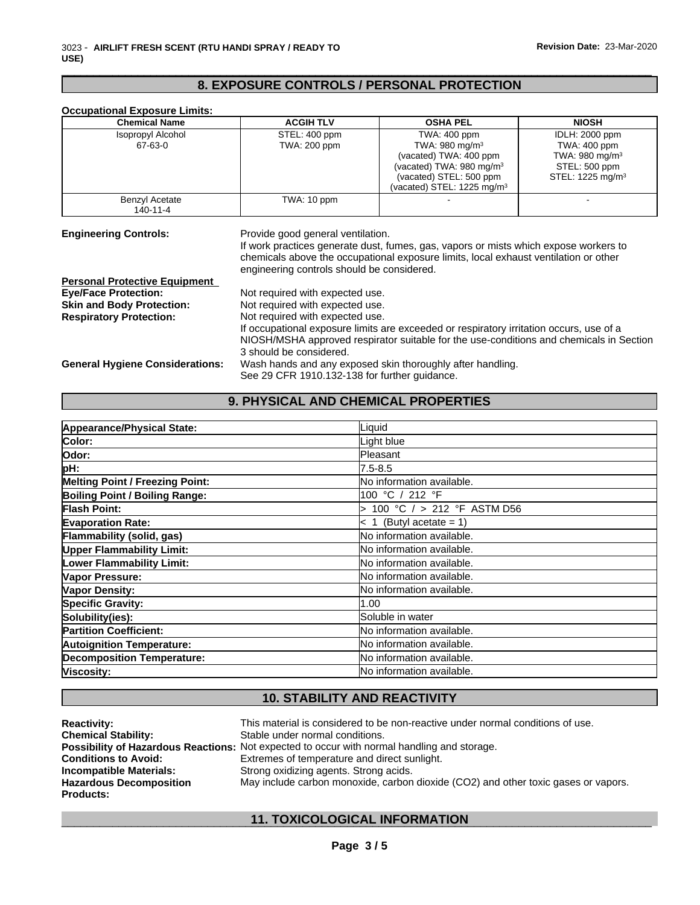## 8. EXPOSURE CONTROLS / PERSONAL PROTECTION

**Occupational Exposure Limits:**

| Chemical Name | ACGIH TLV | OSHA PEL | NIOSH |
|---|---|---|---|
| Isopropyl Alcohol 67-63-0 | STEL: 400 ppm TWA: 200 ppm | TWA: 400 ppm TWA: 980 mg/m³ (vacated) TWA: 400 ppm (vacated) TWA: 980 mg/m³ (vacated) STEL: 500 ppm (vacated) STEL: 1225 mg/m³ | IDLH: 2000 ppm TWA: 400 ppm TWA: 980 mg/m³ STEL: 500 ppm STEL: 1225 mg/m³ |
| Benzyl Acetate 140-11-4 | TWA: 10 ppm | - | - |

**Engineering Controls:** Provide good general ventilation. If work practices generate dust, fumes, gas, vapors or mists which expose workers to chemicals above the occupational exposure limits, local exhaust ventilation or other engineering controls should be considered.

**Personal Protective Equipment**

**Eye/Face Protection:** Not required with expected use.

**Skin and Body Protection:** Not required with expected use.

**Respiratory Protection:** Not required with expected use. If occupational exposure limits are exceeded or respiratory irritation occurs, use of a NIOSH/MSHA approved respirator suitable for the use-conditions and chemicals in Section 3 should be considered.

**General Hygiene Considerations:** Wash hands and any exposed skin thoroughly after handling. See 29 CFR 1910.132-138 for further guidance.

## 9. PHYSICAL AND CHEMICAL PROPERTIES

| Property | Value |
|---|---|
| **Appearance/Physical State:** | Liquid |
| **Color:** | Light blue |
| **Odor:** | Pleasant |
| **pH:** | 7.5-8.5 |
| **Melting Point / Freezing Point:** | No information available. |
| **Boiling Point / Boiling Range:** | 100 °C / 212 °F |
| **Flash Point:** | > 100 °C / > 212 °F ASTM D56 |
| **Evaporation Rate:** | < 1 (Butyl acetate = 1) |
| **Flammability (solid, gas)** | No information available. |
| **Upper Flammability Limit:** | No information available. |
| **Lower Flammability Limit:** | No information available. |
| **Vapor Pressure:** | No information available. |
| **Vapor Density:** | No information available. |
| **Specific Gravity:** | 1.00 |
| **Solubility(ies):** | Soluble in water |
| **Partition Coefficient:** | No information available. |
| **Autoignition Temperature:** | No information available. |
| **Decomposition Temperature:** | No information available. |
| **Viscosity:** | No information available. |

## 10. STABILITY AND REACTIVITY

**Reactivity:** This material is considered to be non-reactive under normal conditions of use.

**Chemical Stability:** Stable under normal conditions.

**Possibility of Hazardous Reactions:** Not expected to occur with normal handling and storage.

**Conditions to Avoid:** Extremes of temperature and direct sunlight.

**Incompatible Materials:** Strong oxidizing agents. Strong acids.

**Hazardous Decomposition Products:** May include carbon monoxide, carbon dioxide ($CO_2$) and other toxic gases or vapors.

## 11. TOXICOLOGICAL INFORMATION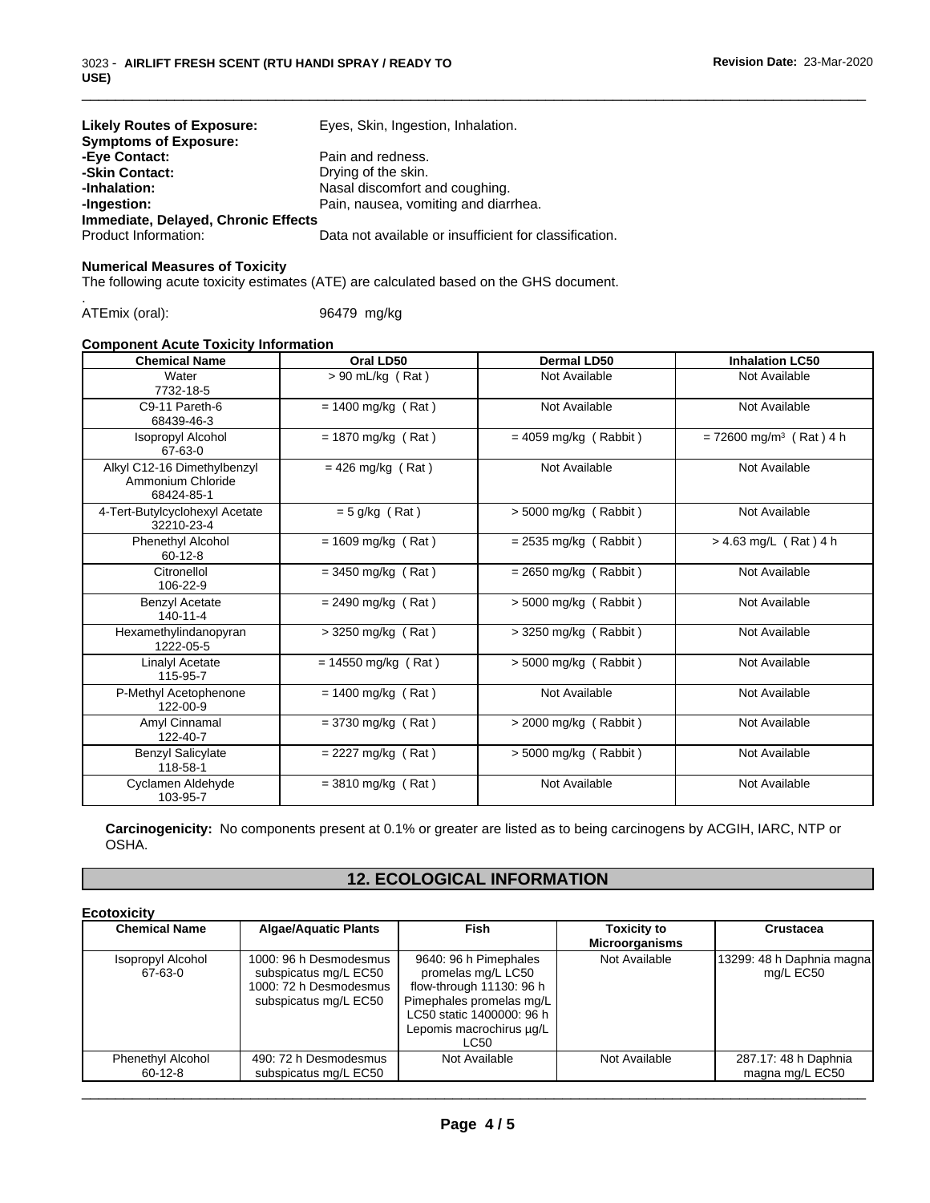**Likely Routes of Exposure:** Eyes, Skin, Ingestion, Inhalation.

**Symptoms of Exposure:**

**-Eye Contact:** Pain and redness.

**-Skin Contact:** Drying of the skin.

**-Inhalation:** Nasal discomfort and coughing.

**-Ingestion:** Pain, nausea, vomiting and diarrhea.

**Immediate, Delayed, Chronic Effects**

Product Information: Data not available or insufficient for classification.

**Numerical Measures of Toxicity**

The following acute toxicity estimates (ATE) are calculated based on the GHS document.

.

ATEmix (oral): 96479 mg/kg

**Component Acute Toxicity Information**

| Chemical Name | Oral LD50 | Dermal LD50 | Inhalation LC50 |
|---|---|---|---|
| Water<br>7732-18-5 | > 90 mL/kg ( Rat ) | Not Available | Not Available |
| C9-11 Pareth-6<br>68439-46-3 | = 1400 mg/kg ( Rat ) | Not Available | Not Available |
| Isopropyl Alcohol<br>67-63-0 | = 1870 mg/kg ( Rat ) | = 4059 mg/kg ( Rabbit ) | = 72600 mg/m³ ( Rat ) 4 h |
| Alkyl C12-16 Dimethylbenzyl Ammonium Chloride<br>68424-85-1 | = 426 mg/kg ( Rat ) | Not Available | Not Available |
| 4-Tert-Butylcyclohexyl Acetate<br>32210-23-4 | = 5 g/kg ( Rat ) | > 5000 mg/kg ( Rabbit ) | Not Available |
| Phenethyl Alcohol<br>60-12-8 | = 1609 mg/kg ( Rat ) | = 2535 mg/kg ( Rabbit ) | > 4.63 mg/L ( Rat ) 4 h |
| Citronellol<br>106-22-9 | = 3450 mg/kg ( Rat ) | = 2650 mg/kg ( Rabbit ) | Not Available |
| Benzyl Acetate<br>140-11-4 | = 2490 mg/kg ( Rat ) | > 5000 mg/kg ( Rabbit ) | Not Available |
| Hexamethylindanopyran<br>1222-05-5 | > 3250 mg/kg ( Rat ) | > 3250 mg/kg ( Rabbit ) | Not Available |
| Linalyl Acetate<br>115-95-7 | = 14550 mg/kg ( Rat ) | > 5000 mg/kg ( Rabbit ) | Not Available |
| P-Methyl Acetophenone<br>122-00-9 | = 1400 mg/kg ( Rat ) | Not Available | Not Available |
| Amyl Cinnamal<br>122-40-7 | = 3730 mg/kg ( Rat ) | > 2000 mg/kg ( Rabbit ) | Not Available |
| Benzyl Salicylate<br>118-58-1 | = 2227 mg/kg ( Rat ) | > 5000 mg/kg ( Rabbit ) | Not Available |
| Cyclamen Aldehyde<br>103-95-7 | = 3810 mg/kg ( Rat ) | Not Available | Not Available |

**Carcinogenicity:** No components present at 0.1% or greater are listed as to being carcinogens by ACGIH, IARC, NTP or OSHA.

## 12. ECOLOGICAL INFORMATION

**Ecotoxicity**

| Chemical Name | Algae/Aquatic Plants | Fish | Toxicity to Microorganisms | Crustacea |
|---|---|---|---|---|
| Isopropyl Alcohol<br>67-63-0 | 1000: 96 h Desmodesmus subspicatus mg/L EC50 1000: 72 h Desmodesmus subspicatus mg/L EC50 | 9640: 96 h Pimephales promelas mg/L LC50 flow-through 11130: 96 h Pimephales promelas mg/L LC50 static 1400000: 96 h Lepomis macrochirus µg/L LC50 | Not Available | 13299: 48 h Daphnia magna mg/L EC50 |
| Phenethyl Alcohol<br>60-12-8 | 490: 72 h Desmodesmus subspicatus mg/L EC50 | Not Available | Not Available | 287.17: 48 h Daphnia magna mg/L EC50 |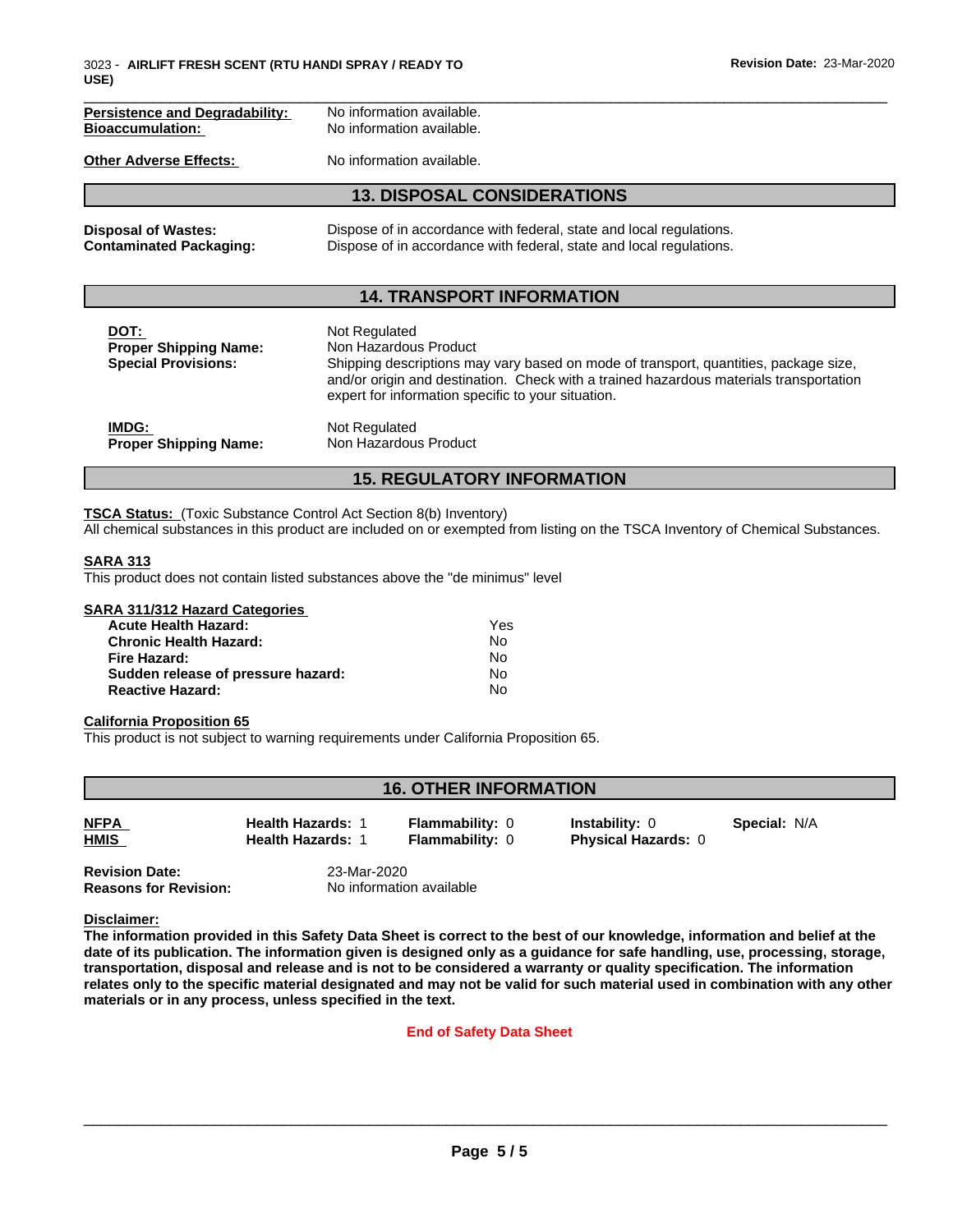**Persistence and Degradability:** No information available.
**Bioaccumulation:** No information available.

**Other Adverse Effects:** No information available.

## 13. DISPOSAL CONSIDERATIONS

**Disposal of Wastes:** Dispose of in accordance with federal, state and local regulations.
**Contaminated Packaging:** Dispose of in accordance with federal, state and local regulations.

## 14. TRANSPORT INFORMATION

**DOT:** Not Regulated
**Proper Shipping Name:** Non Hazardous Product
**Special Provisions:** Shipping descriptions may vary based on mode of transport, quantities, package size, and/or origin and destination. Check with a trained hazardous materials transportation expert for information specific to your situation.

**IMDG:** Not Regulated
**Proper Shipping Name:** Non Hazardous Product

## 15. REGULATORY INFORMATION

**TSCA Status:** (Toxic Substance Control Act Section 8(b) Inventory)
All chemical substances in this product are included on or exempted from listing on the TSCA Inventory of Chemical Substances.

**SARA 313**
This product does not contain listed substances above the "de minimus" level

**SARA 311/312 Hazard Categories**

| | |
|---|---|
| **Acute Health Hazard:** | Yes |
| **Chronic Health Hazard:** | No |
| **Fire Hazard:** | No |
| **Sudden release of pressure hazard:** | No |
| **Reactive Hazard:** | No |

**California Proposition 65**
This product is not subject to warning requirements under California Proposition 65.

## 16. OTHER INFORMATION

| | | | | |
|---|---|---|---|---|
| **NFPA** | **Health Hazards:** 1 | **Flammability:** 0 | **Instability:** 0 | **Special:** N/A |
| **HMIS** | **Health Hazards:** 1 | **Flammability:** 0 | **Physical Hazards:** 0 | |

**Revision Date:** 23-Mar-2020
**Reasons for Revision:** No information available

**Disclaimer:**
**The information provided in this Safety Data Sheet is correct to the best of our knowledge, information and belief at the date of its publication. The information given is designed only as a guidance for safe handling, use, processing, storage, transportation, disposal and release and is not to be considered a warranty or quality specification. The information relates only to the specific material designated and may not be valid for such material used in combination with any other materials or in any process, unless specified in the text.**

**End of Safety Data Sheet**